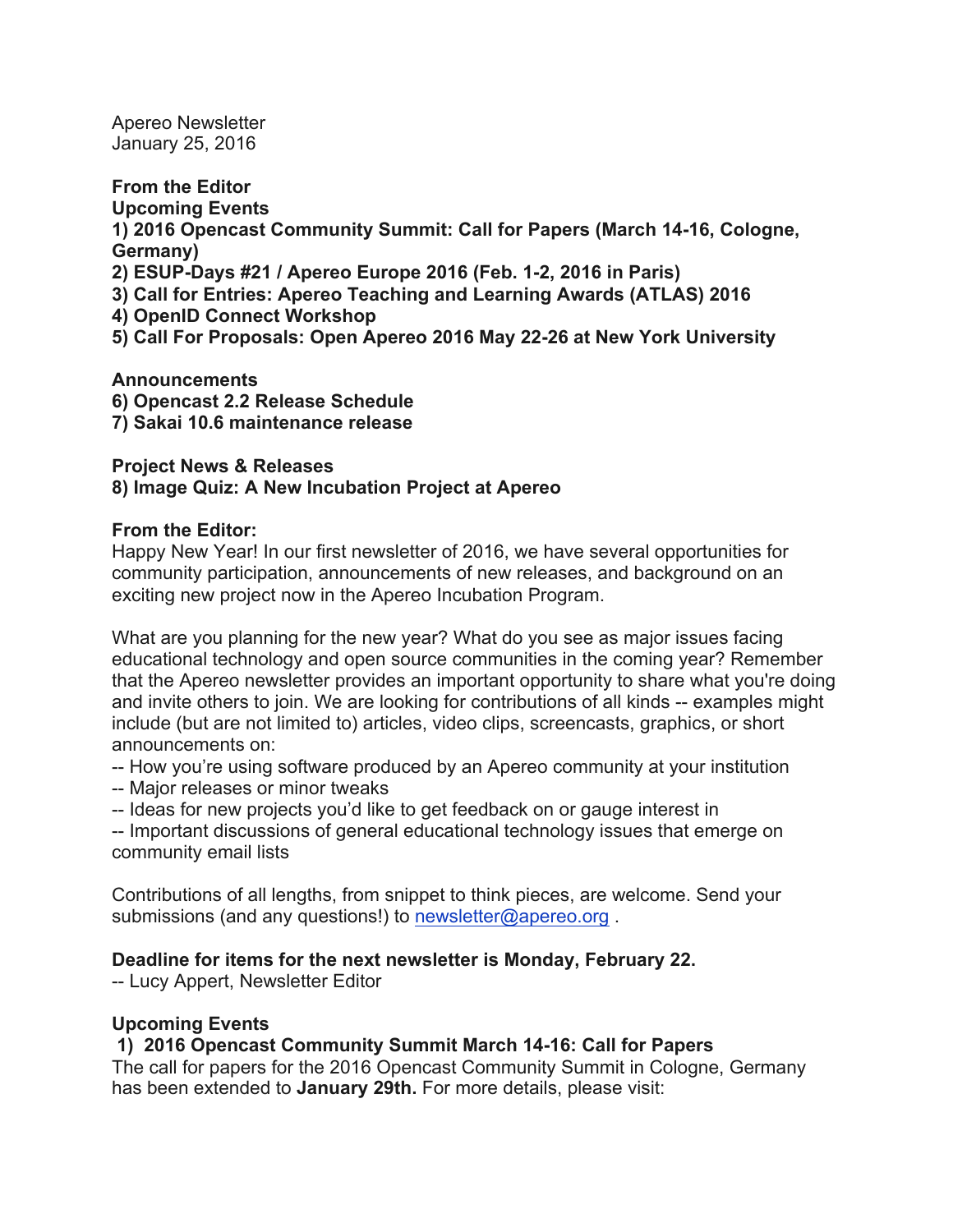Apereo Newsletter
January 25, 2016

**From the Editor**
**Upcoming Events**
**1) 2016 Opencast Community Summit: Call for Papers (March 14-16, Cologne, Germany)**
**2) ESUP-Days #21 / Apereo Europe 2016 (Feb. 1-2, 2016 in Paris)**
**3) Call for Entries: Apereo Teaching and Learning Awards (ATLAS) 2016**
**4) OpenID Connect Workshop**
**5) Call For Proposals: Open Apereo 2016 May 22-26 at New York University**

**Announcements**
**6) Opencast 2.2 Release Schedule**
**7) Sakai 10.6 maintenance release**

**Project News & Releases**
**8) Image Quiz: A New Incubation Project at Apereo**

**From the Editor:**
Happy New Year! In our first newsletter of 2016, we have several opportunities for community participation, announcements of new releases, and background on an exciting new project now in the Apereo Incubation Program.

What are you planning for the new year? What do you see as major issues facing educational technology and open source communities in the coming year? Remember that the Apereo newsletter provides an important opportunity to share what you're doing and invite others to join. We are looking for contributions of all kinds -- examples might include (but are not limited to) articles, video clips, screencasts, graphics, or short announcements on:
-- How you're using software produced by an Apereo community at your institution
-- Major releases or minor tweaks
-- Ideas for new projects you'd like to get feedback on or gauge interest in
-- Important discussions of general educational technology issues that emerge on community email lists

Contributions of all lengths, from snippet to think pieces, are welcome. Send your submissions (and any questions!) to newsletter@apereo.org .

**Deadline for items for the next newsletter is Monday, February 22.**
-- Lucy Appert, Newsletter Editor

**Upcoming Events**
**1) 2016 Opencast Community Summit March 14-16: Call for Papers**
The call for papers for the 2016 Opencast Community Summit in Cologne, Germany has been extended to **January 29th.** For more details, please visit: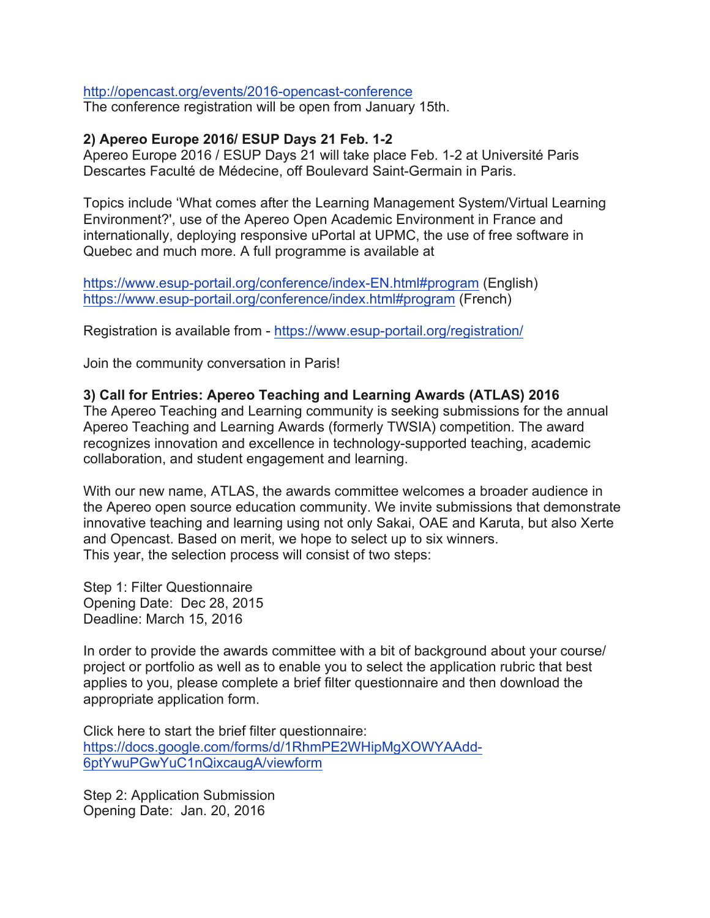http://opencast.org/events/2016-opencast-conference
The conference registration will be open from January 15th.

**2) Apereo Europe 2016/ ESUP Days 21 Feb. 1-2**
Apereo Europe 2016 / ESUP Days 21 will take place Feb. 1-2 at Université Paris Descartes Faculté de Médecine, off Boulevard Saint-Germain in Paris.

Topics include 'What comes after the Learning Management System/Virtual Learning Environment?', use of the Apereo Open Academic Environment in France and internationally, deploying responsive uPortal at UPMC, the use of free software in Quebec and much more. A full programme is available at

https://www.esup-portail.org/conference/index-EN.html#program (English)
https://www.esup-portail.org/conference/index.html#program (French)

Registration is available from - https://www.esup-portail.org/registration/

Join the community conversation in Paris!

**3) Call for Entries: Apereo Teaching and Learning Awards (ATLAS) 2016**
The Apereo Teaching and Learning community is seeking submissions for the annual Apereo Teaching and Learning Awards (formerly TWSIA) competition. The award recognizes innovation and excellence in technology-supported teaching, academic collaboration, and student engagement and learning.

With our new name, ATLAS, the awards committee welcomes a broader audience in the Apereo open source education community. We invite submissions that demonstrate innovative teaching and learning using not only Sakai, OAE and Karuta, but also Xerte and Opencast. Based on merit, we hope to select up to six winners.
This year, the selection process will consist of two steps:

Step 1: Filter Questionnaire
Opening Date: Dec 28, 2015
Deadline: March 15, 2016

In order to provide the awards committee with a bit of background about your course/ project or portfolio as well as to enable you to select the application rubric that best applies to you, please complete a brief filter questionnaire and then download the appropriate application form.

Click here to start the brief filter questionnaire:
https://docs.google.com/forms/d/1RhmPE2WHipMgXOWYAAdd-6ptYwuPGwYuC1nQixcaugA/viewform

Step 2: Application Submission
Opening Date: Jan. 20, 2016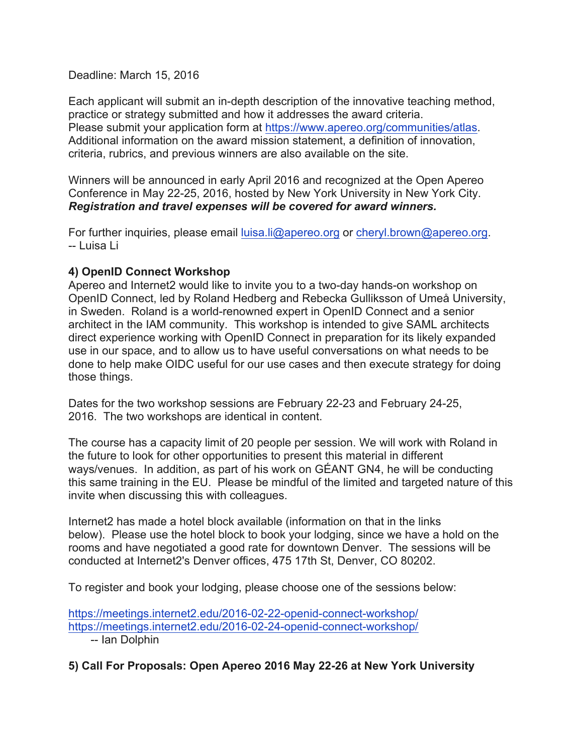Deadline: March 15, 2016

Each applicant will submit an in-depth description of the innovative teaching method, practice or strategy submitted and how it addresses the award criteria.
Please submit your application form at https://www.apereo.org/communities/atlas.
Additional information on the award mission statement, a definition of innovation, criteria, rubrics, and previous winners are also available on the site.

Winners will be announced in early April 2016 and recognized at the Open Apereo Conference in May 22-25, 2016, hosted by New York University in New York City.
***Registration and travel expenses will be covered for award winners.***

For further inquiries, please email luisa.li@apereo.org or cheryl.brown@apereo.org.
-- Luisa Li

**4) OpenID Connect Workshop**
Apereo and Internet2 would like to invite you to a two-day hands-on workshop on OpenID Connect, led by Roland Hedberg and Rebecka Gulliksson of Umeå University, in Sweden. Roland is a world-renowned expert in OpenID Connect and a senior architect in the IAM community. This workshop is intended to give SAML architects direct experience working with OpenID Connect in preparation for its likely expanded use in our space, and to allow us to have useful conversations on what needs to be done to help make OIDC useful for our use cases and then execute strategy for doing those things.

Dates for the two workshop sessions are February 22-23 and February 24-25, 2016. The two workshops are identical in content.

The course has a capacity limit of 20 people per session. We will work with Roland in the future to look for other opportunities to present this material in different ways/venues. In addition, as part of his work on GÉANT GN4, he will be conducting this same training in the EU. Please be mindful of the limited and targeted nature of this invite when discussing this with colleagues.

Internet2 has made a hotel block available (information on that in the links below). Please use the hotel block to book your lodging, since we have a hold on the rooms and have negotiated a good rate for downtown Denver. The sessions will be conducted at Internet2's Denver offices, 475 17th St, Denver, CO 80202.

To register and book your lodging, please choose one of the sessions below:

https://meetings.internet2.edu/2016-02-22-openid-connect-workshop/
https://meetings.internet2.edu/2016-02-24-openid-connect-workshop/
-- Ian Dolphin

**5) Call For Proposals: Open Apereo 2016 May 22-26 at New York University**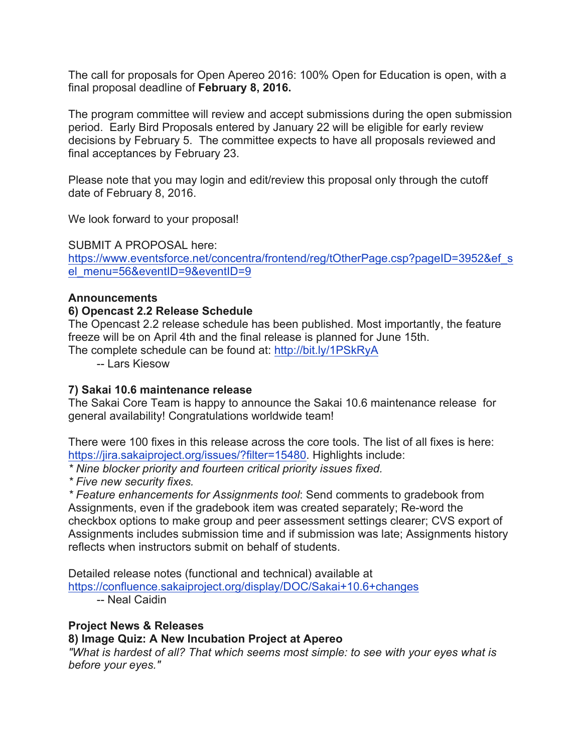The call for proposals for Open Apereo 2016: 100% Open for Education is open, with a final proposal deadline of **February 8, 2016.**

The program committee will review and accept submissions during the open submission period. Early Bird Proposals entered by January 22 will be eligible for early review decisions by February 5. The committee expects to have all proposals reviewed and final acceptances by February 23.

Please note that you may login and edit/review this proposal only through the cutoff date of February 8, 2016.

We look forward to your proposal!

SUBMIT A PROPOSAL here:
https://www.eventsforce.net/concentra/frontend/reg/tOtherPage.csp?pageID=3952&ef_sel_menu=56&eventID=9&eventID=9

**Announcements**

**6) Opencast 2.2 Release Schedule**

The Opencast 2.2 release schedule has been published. Most importantly, the feature freeze will be on April 4th and the final release is planned for June 15th.
The complete schedule can be found at: http://bit.ly/1PSkRyA

-- Lars Kiesow

**7) Sakai 10.6 maintenance release**

The Sakai Core Team is happy to announce the Sakai 10.6 maintenance release for general availability! Congratulations worldwide team!

There were 100 fixes in this release across the core tools. The list of all fixes is here: https://jira.sakaiproject.org/issues/?filter=15480. Highlights include:

* *Nine blocker priority and fourteen critical priority issues fixed.*
* *Five new security fixes.*
* *Feature enhancements for Assignments tool*: Send comments to gradebook from Assignments, even if the gradebook item was created separately; Re-word the checkbox options to make group and peer assessment settings clearer; CVS export of Assignments includes submission time and if submission was late; Assignments history reflects when instructors submit on behalf of students.

Detailed release notes (functional and technical) available at https://confluence.sakaiproject.org/display/DOC/Sakai+10.6+changes

-- Neal Caidin

**Project News & Releases**

**8) Image Quiz: A New Incubation Project at Apereo**

*"What is hardest of all? That which seems most simple: to see with your eyes what is before your eyes."*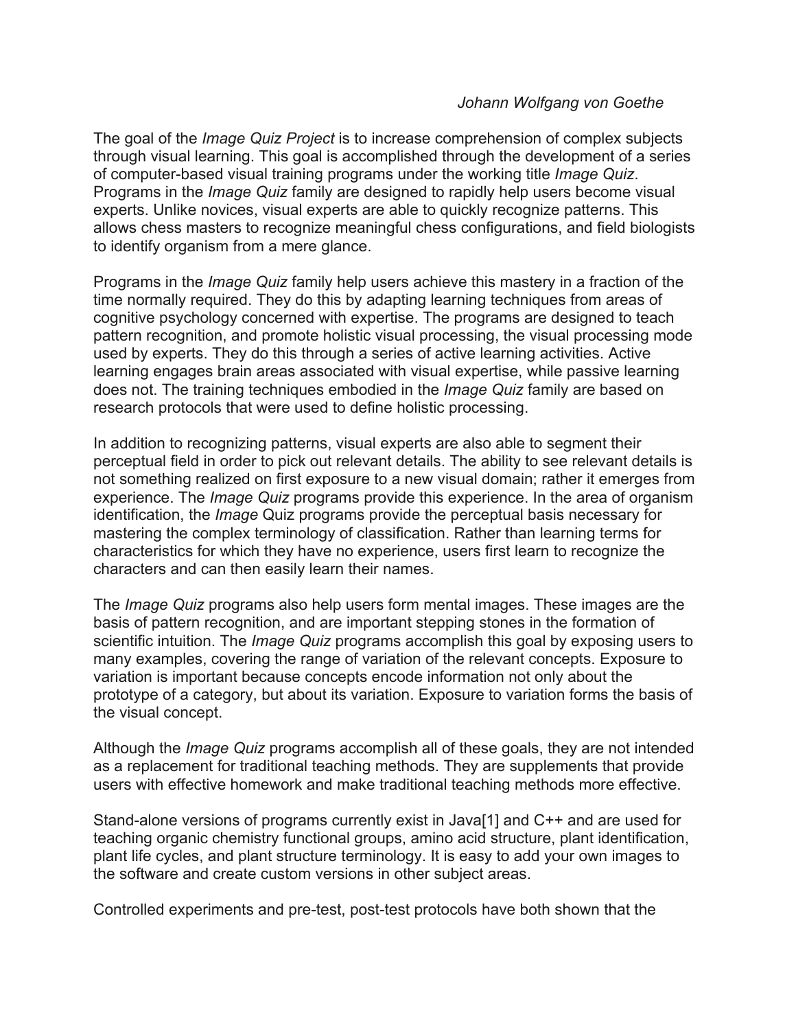*Johann Wolfgang von Goethe*

The goal of the *Image Quiz Project* is to increase comprehension of complex subjects through visual learning. This goal is accomplished through the development of a series of computer-based visual training programs under the working title *Image Quiz*. Programs in the *Image Quiz* family are designed to rapidly help users become visual experts. Unlike novices, visual experts are able to quickly recognize patterns. This allows chess masters to recognize meaningful chess configurations, and field biologists to identify organism from a mere glance.

Programs in the *Image Quiz* family help users achieve this mastery in a fraction of the time normally required. They do this by adapting learning techniques from areas of cognitive psychology concerned with expertise. The programs are designed to teach pattern recognition, and promote holistic visual processing, the visual processing mode used by experts. They do this through a series of active learning activities. Active learning engages brain areas associated with visual expertise, while passive learning does not. The training techniques embodied in the *Image Quiz* family are based on research protocols that were used to define holistic processing.

In addition to recognizing patterns, visual experts are also able to segment their perceptual field in order to pick out relevant details. The ability to see relevant details is not something realized on first exposure to a new visual domain; rather it emerges from experience. The *Image Quiz* programs provide this experience. In the area of organism identification, the *Image* Quiz programs provide the perceptual basis necessary for mastering the complex terminology of classification. Rather than learning terms for characteristics for which they have no experience, users first learn to recognize the characters and can then easily learn their names.

The *Image Quiz* programs also help users form mental images. These images are the basis of pattern recognition, and are important stepping stones in the formation of scientific intuition. The *Image Quiz* programs accomplish this goal by exposing users to many examples, covering the range of variation of the relevant concepts. Exposure to variation is important because concepts encode information not only about the prototype of a category, but about its variation. Exposure to variation forms the basis of the visual concept.

Although the *Image Quiz* programs accomplish all of these goals, they are not intended as a replacement for traditional teaching methods. They are supplements that provide users with effective homework and make traditional teaching methods more effective.

Stand-alone versions of programs currently exist in Java[1] and C++ and are used for teaching organic chemistry functional groups, amino acid structure, plant identification, plant life cycles, and plant structure terminology. It is easy to add your own images to the software and create custom versions in other subject areas.

Controlled experiments and pre-test, post-test protocols have both shown that the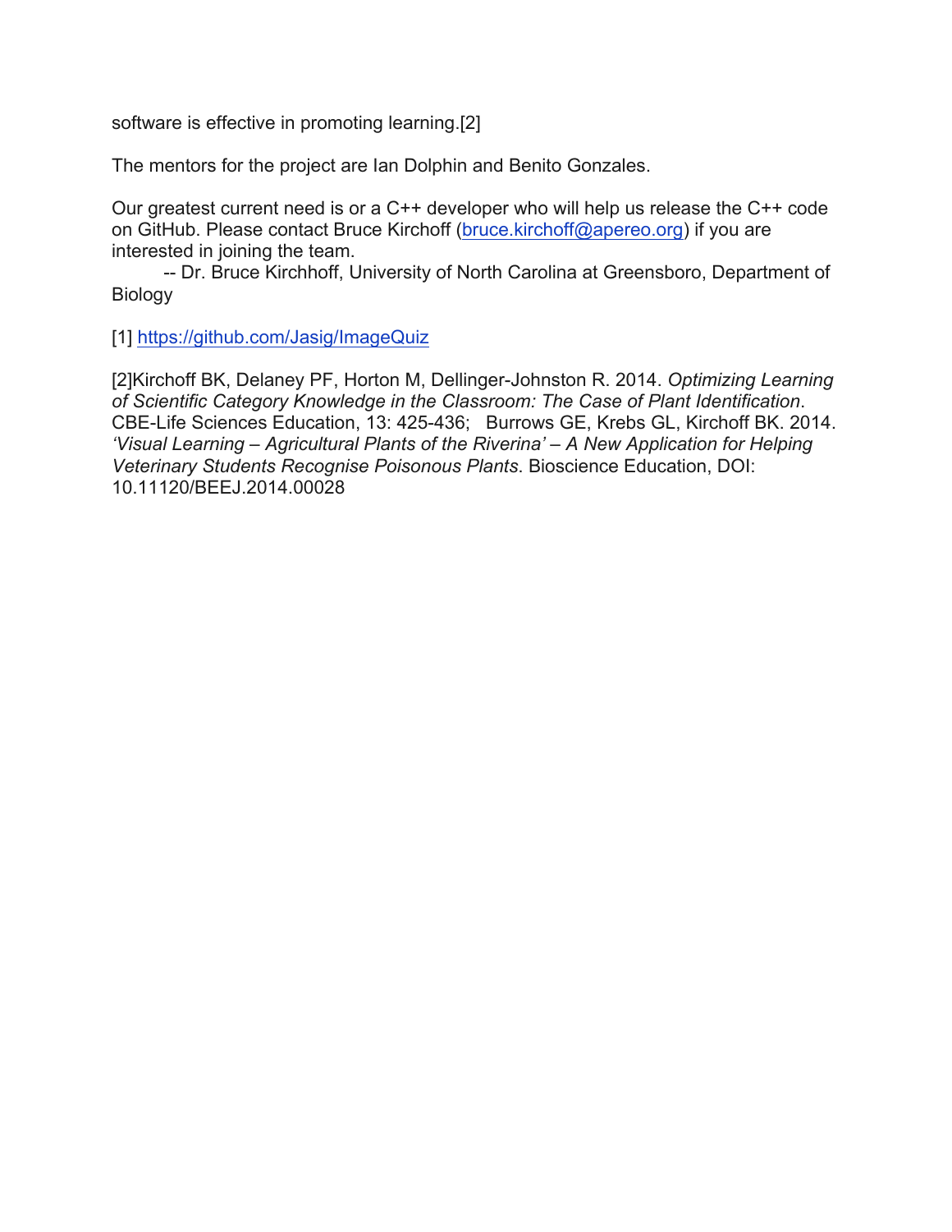software is effective in promoting learning.[2]

The mentors for the project are Ian Dolphin and Benito Gonzales.

Our greatest current need is or a C++ developer who will help us release the C++ code on GitHub. Please contact Bruce Kirchoff (bruce.kirchoff@apereo.org) if you are interested in joining the team.

-- Dr. Bruce Kirchhoff, University of North Carolina at Greensboro, Department of Biology

[1] https://github.com/Jasig/ImageQuiz

[2]Kirchoff BK, Delaney PF, Horton M, Dellinger-Johnston R. 2014. *Optimizing Learning of Scientific Category Knowledge in the Classroom: The Case of Plant Identification*. CBE-Life Sciences Education, 13: 425-436;   Burrows GE, Krebs GL, Kirchoff BK. 2014. *'Visual Learning – Agricultural Plants of the Riverina' – A New Application for Helping Veterinary Students Recognise Poisonous Plants*. Bioscience Education, DOI: 10.11120/BEEJ.2014.00028